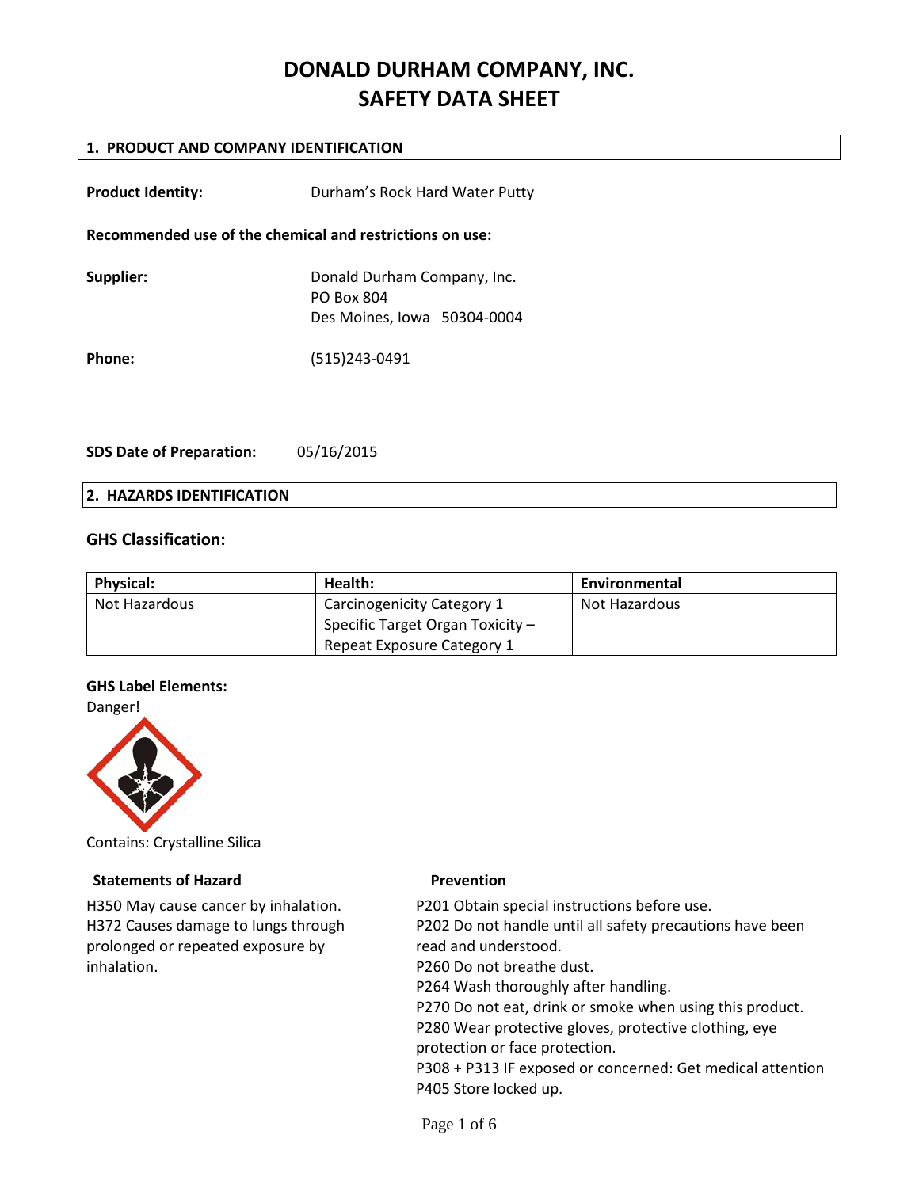# DONALD DURHAM COMPANY, INC.
# SAFETY DATA SHEET

## 1. PRODUCT AND COMPANY IDENTIFICATION

**Product Identity:** Durham's Rock Hard Water Putty

**Recommended use of the chemical and restrictions on use:**

**Supplier:** Donald Durham Company, Inc.
PO Box 804
Des Moines, Iowa 50304-0004

**Phone:** (515)243-0491

**SDS Date of Preparation:** 05/16/2015

## 2. HAZARDS IDENTIFICATION

### GHS Classification:

| Physical: | Health: | Environmental |
|---|---|---|
| Not Hazardous | Carcinogenicity Category 1<br>Specific Target Organ Toxicity – Repeat Exposure Category 1 | Not Hazardous |

**GHS Label Elements:**

Danger!

Contains: Crystalline Silica

**Statements of Hazard**

H350 May cause cancer by inhalation.
H372 Causes damage to lungs through prolonged or repeated exposure by inhalation.

**Prevention**

P201 Obtain special instructions before use.
P202 Do not handle until all safety precautions have been read and understood.
P260 Do not breathe dust.
P264 Wash thoroughly after handling.
P270 Do not eat, drink or smoke when using this product.
P280 Wear protective gloves, protective clothing, eye protection or face protection.
P308 + P313 IF exposed or concerned: Get medical attention
P405 Store locked up.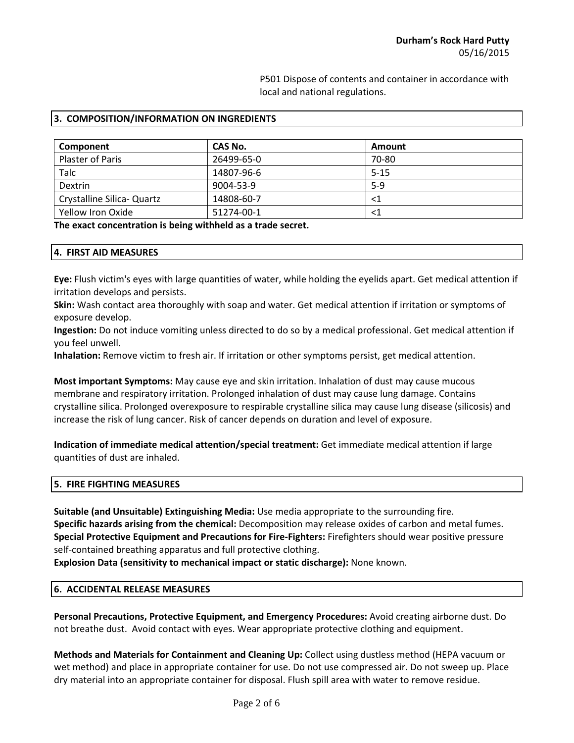P501 Dispose of contents and container in accordance with local and national regulations.

## 3. COMPOSITION/INFORMATION ON INGREDIENTS

| Component | CAS No. | Amount |
|---|---|---|
| Plaster of Paris | 26499-65-0 | 70-80 |
| Talc | 14807-96-6 | 5-15 |
| Dextrin | 9004-53-9 | 5-9 |
| Crystalline Silica- Quartz | 14808-60-7 | <1 |
| Yellow Iron Oxide | 51274-00-1 | <1 |

**The exact concentration is being withheld as a trade secret.**

## 4. FIRST AID MEASURES

**Eye:** Flush victim's eyes with large quantities of water, while holding the eyelids apart. Get medical attention if irritation develops and persists.
**Skin:** Wash contact area thoroughly with soap and water. Get medical attention if irritation or symptoms of exposure develop.
**Ingestion:** Do not induce vomiting unless directed to do so by a medical professional. Get medical attention if you feel unwell.
**Inhalation:** Remove victim to fresh air. If irritation or other symptoms persist, get medical attention.

**Most important Symptoms:** May cause eye and skin irritation. Inhalation of dust may cause mucous membrane and respiratory irritation. Prolonged inhalation of dust may cause lung damage. Contains crystalline silica. Prolonged overexposure to respirable crystalline silica may cause lung disease (silicosis) and increase the risk of lung cancer. Risk of cancer depends on duration and level of exposure.

**Indication of immediate medical attention/special treatment:** Get immediate medical attention if large quantities of dust are inhaled.

## 5. FIRE FIGHTING MEASURES

**Suitable (and Unsuitable) Extinguishing Media:** Use media appropriate to the surrounding fire.
**Specific hazards arising from the chemical:** Decomposition may release oxides of carbon and metal fumes.
**Special Protective Equipment and Precautions for Fire-Fighters:** Firefighters should wear positive pressure self-contained breathing apparatus and full protective clothing.
**Explosion Data (sensitivity to mechanical impact or static discharge):** None known.

## 6. ACCIDENTAL RELEASE MEASURES

**Personal Precautions, Protective Equipment, and Emergency Procedures:** Avoid creating airborne dust. Do not breathe dust. Avoid contact with eyes. Wear appropriate protective clothing and equipment.

**Methods and Materials for Containment and Cleaning Up:** Collect using dustless method (HEPA vacuum or wet method) and place in appropriate container for use. Do not use compressed air. Do not sweep up. Place dry material into an appropriate container for disposal. Flush spill area with water to remove residue.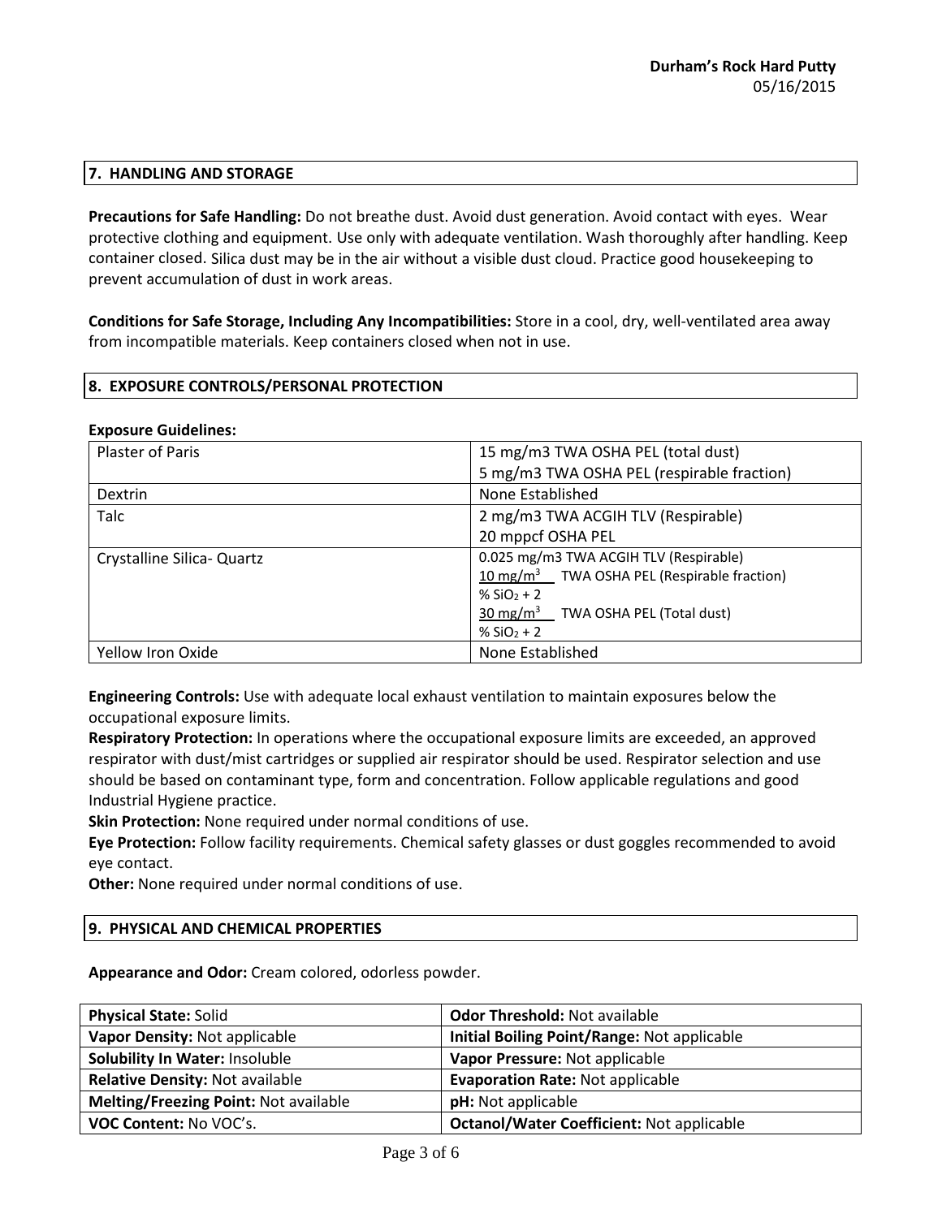## 7. HANDLING AND STORAGE

**Precautions for Safe Handling:** Do not breathe dust. Avoid dust generation. Avoid contact with eyes. Wear protective clothing and equipment. Use only with adequate ventilation. Wash thoroughly after handling. Keep container closed. Silica dust may be in the air without a visible dust cloud. Practice good housekeeping to prevent accumulation of dust in work areas.

**Conditions for Safe Storage, Including Any Incompatibilities:** Store in a cool, dry, well-ventilated area away from incompatible materials. Keep containers closed when not in use.

## 8. EXPOSURE CONTROLS/PERSONAL PROTECTION

**Exposure Guidelines:**

| Component | Exposure Limit |
|---|---|
| Plaster of Paris | 15 mg/m3 TWA OSHA PEL (total dust)<br>5 mg/m3 TWA OSHA PEL (respirable fraction) |
| Dextrin | None Established |
| Talc | 2 mg/m3 TWA ACGIH TLV (Respirable)<br>20 mppcf OSHA PEL |
| Crystalline Silica- Quartz | 0.025 mg/m3 TWA ACGIH TLV (Respirable)<br>$\frac{10\ mg/m^3}{\%\ SiO_2 + 2}$ TWA OSHA PEL (Respirable fraction)<br>$\frac{30\ mg/m^3}{\%\ SiO_2 + 2}$ TWA OSHA PEL (Total dust) |
| Yellow Iron Oxide | None Established |

**Engineering Controls:** Use with adequate local exhaust ventilation to maintain exposures below the occupational exposure limits.

**Respiratory Protection:** In operations where the occupational exposure limits are exceeded, an approved respirator with dust/mist cartridges or supplied air respirator should be used. Respirator selection and use should be based on contaminant type, form and concentration. Follow applicable regulations and good Industrial Hygiene practice.

**Skin Protection:** None required under normal conditions of use.

**Eye Protection:** Follow facility requirements. Chemical safety glasses or dust goggles recommended to avoid eye contact.

**Other:** None required under normal conditions of use.

## 9. PHYSICAL AND CHEMICAL PROPERTIES

**Appearance and Odor:** Cream colored, odorless powder.

| Property | Property |
|---|---|
| **Physical State:** Solid | **Odor Threshold:** Not available |
| **Vapor Density:** Not applicable | **Initial Boiling Point/Range:** Not applicable |
| **Solubility In Water:** Insoluble | **Vapor Pressure:** Not applicable |
| **Relative Density:** Not available | **Evaporation Rate:** Not applicable |
| **Melting/Freezing Point:** Not available | **pH:** Not applicable |
| **VOC Content:** No VOC's. | **Octanol/Water Coefficient:** Not applicable |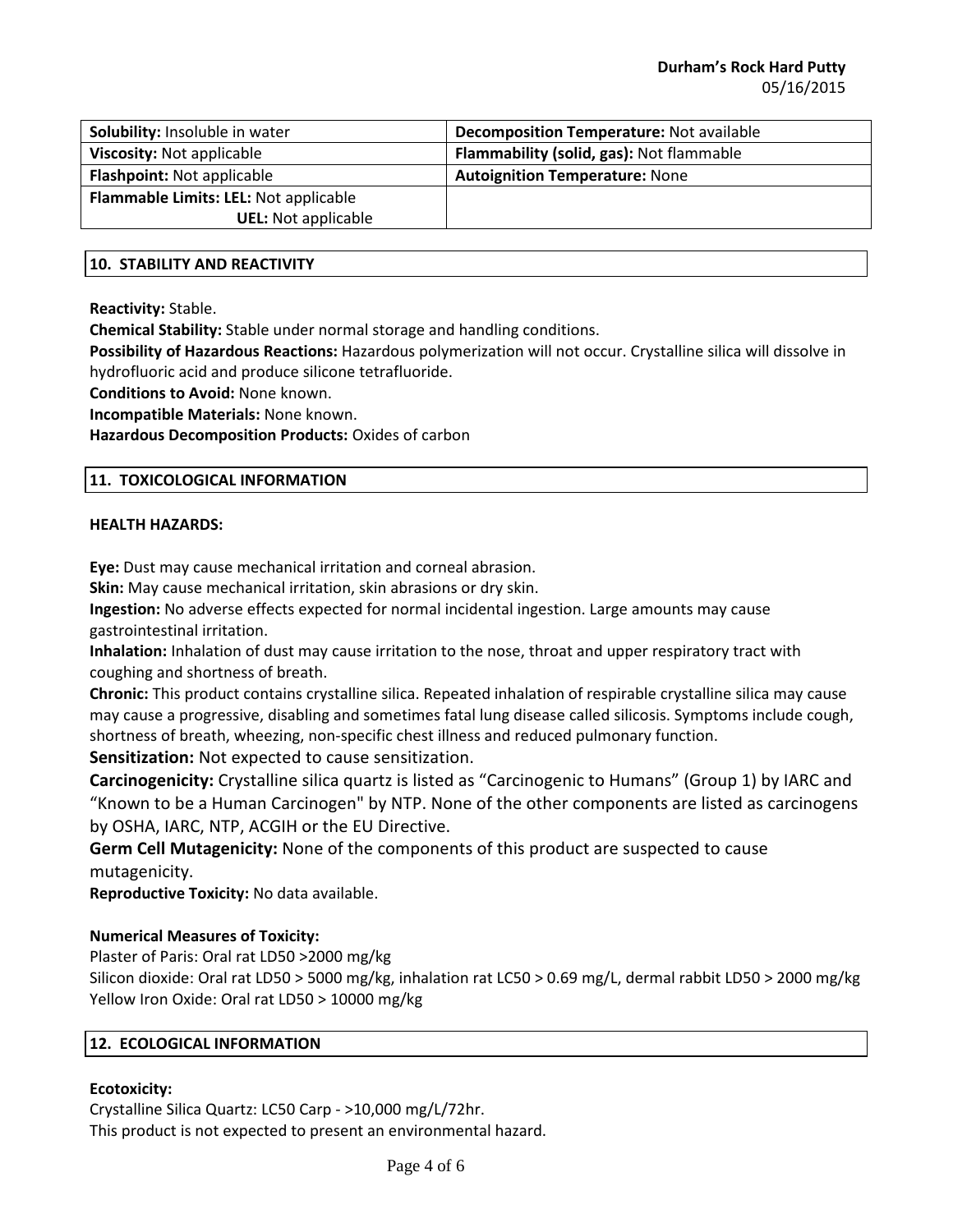| Solubility: Insoluble in water | Decomposition Temperature: Not available |
|---|---|
| Viscosity: Not applicable | Flammability (solid, gas): Not flammable |
| Flashpoint: Not applicable | Autoignition Temperature: None |
| Flammable Limits: LEL: Not applicable<br>UEL: Not applicable | |

## 10. STABILITY AND REACTIVITY

**Reactivity:** Stable.
**Chemical Stability:** Stable under normal storage and handling conditions.
**Possibility of Hazardous Reactions:** Hazardous polymerization will not occur. Crystalline silica will dissolve in hydrofluoric acid and produce silicone tetrafluoride.
**Conditions to Avoid:** None known.
**Incompatible Materials:** None known.
**Hazardous Decomposition Products:** Oxides of carbon

## 11. TOXICOLOGICAL INFORMATION

**HEALTH HAZARDS:**

**Eye:** Dust may cause mechanical irritation and corneal abrasion.
**Skin:** May cause mechanical irritation, skin abrasions or dry skin.
**Ingestion:** No adverse effects expected for normal incidental ingestion. Large amounts may cause gastrointestinal irritation.
**Inhalation:** Inhalation of dust may cause irritation to the nose, throat and upper respiratory tract with coughing and shortness of breath.
**Chronic:** This product contains crystalline silica. Repeated inhalation of respirable crystalline silica may cause may cause a progressive, disabling and sometimes fatal lung disease called silicosis. Symptoms include cough, shortness of breath, wheezing, non-specific chest illness and reduced pulmonary function.
**Sensitization:** Not expected to cause sensitization.
**Carcinogenicity:** Crystalline silica quartz is listed as "Carcinogenic to Humans" (Group 1) by IARC and "Known to be a Human Carcinogen" by NTP. None of the other components are listed as carcinogens by OSHA, IARC, NTP, ACGIH or the EU Directive.
**Germ Cell Mutagenicity:** None of the components of this product are suspected to cause mutagenicity.
**Reproductive Toxicity:** No data available.

**Numerical Measures of Toxicity:**
Plaster of Paris: Oral rat LD50 >2000 mg/kg
Silicon dioxide: Oral rat LD50 > 5000 mg/kg, inhalation rat LC50 > 0.69 mg/L, dermal rabbit LD50 > 2000 mg/kg
Yellow Iron Oxide: Oral rat LD50 > 10000 mg/kg

## 12. ECOLOGICAL INFORMATION

**Ecotoxicity:**
Crystalline Silica Quartz: LC50 Carp - >10,000 mg/L/72hr.
This product is not expected to present an environmental hazard.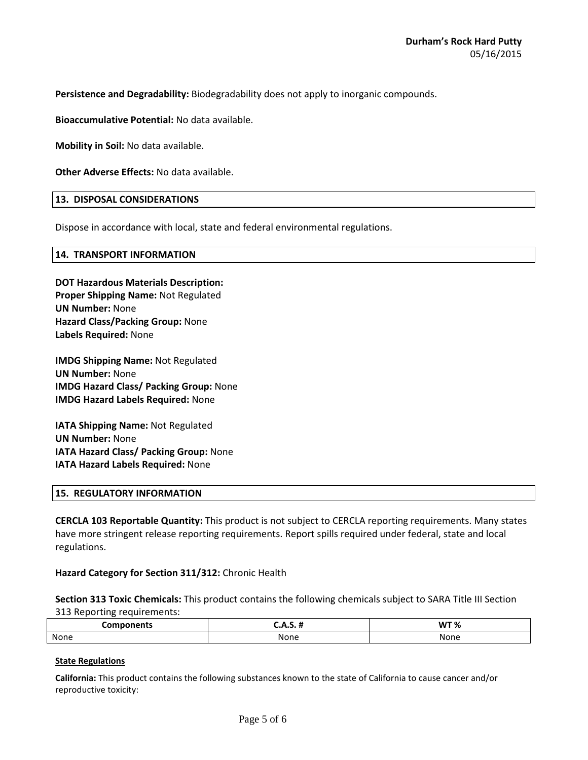**Persistence and Degradability:** Biodegradability does not apply to inorganic compounds.

**Bioaccumulative Potential:** No data available.

**Mobility in Soil:** No data available.

**Other Adverse Effects:** No data available.

## 13. DISPOSAL CONSIDERATIONS

Dispose in accordance with local, state and federal environmental regulations.

## 14. TRANSPORT INFORMATION

**DOT Hazardous Materials Description:**
**Proper Shipping Name:** Not Regulated
**UN Number:** None
**Hazard Class/Packing Group:** None
**Labels Required:** None

**IMDG Shipping Name:** Not Regulated
**UN Number:** None
**IMDG Hazard Class/ Packing Group:** None
**IMDG Hazard Labels Required:** None

**IATA Shipping Name:** Not Regulated
**UN Number:** None
**IATA Hazard Class/ Packing Group:** None
**IATA Hazard Labels Required:** None

## 15. REGULATORY INFORMATION

**CERCLA 103 Reportable Quantity:** This product is not subject to CERCLA reporting requirements. Many states have more stringent release reporting requirements. Report spills required under federal, state and local regulations.

**Hazard Category for Section 311/312:** Chronic Health

**Section 313 Toxic Chemicals:** This product contains the following chemicals subject to SARA Title III Section 313 Reporting requirements:

| Components | C.A.S. # | WT % |
|---|---|---|
| None | None | None |

**State Regulations**

**California:** This product contains the following substances known to the state of California to cause cancer and/or reproductive toxicity: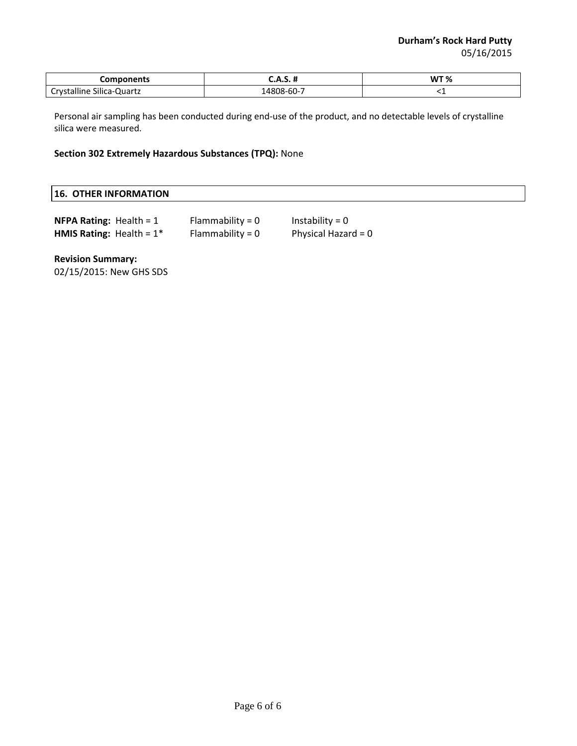| Components | C.A.S. # | WT % |
|---|---|---|
| Crystalline Silica-Quartz | 14808-60-7 | <1 |

Personal air sampling has been conducted during end-use of the product, and no detectable levels of crystalline silica were measured.

**Section 302 Extremely Hazardous Substances (TPQ):** None

## 16. OTHER INFORMATION

**NFPA Rating:** Health = 1 Flammability = 0 Instability = 0
**HMIS Rating:** Health = 1* Flammability = 0 Physical Hazard = 0

**Revision Summary:**
02/15/2015: New GHS SDS